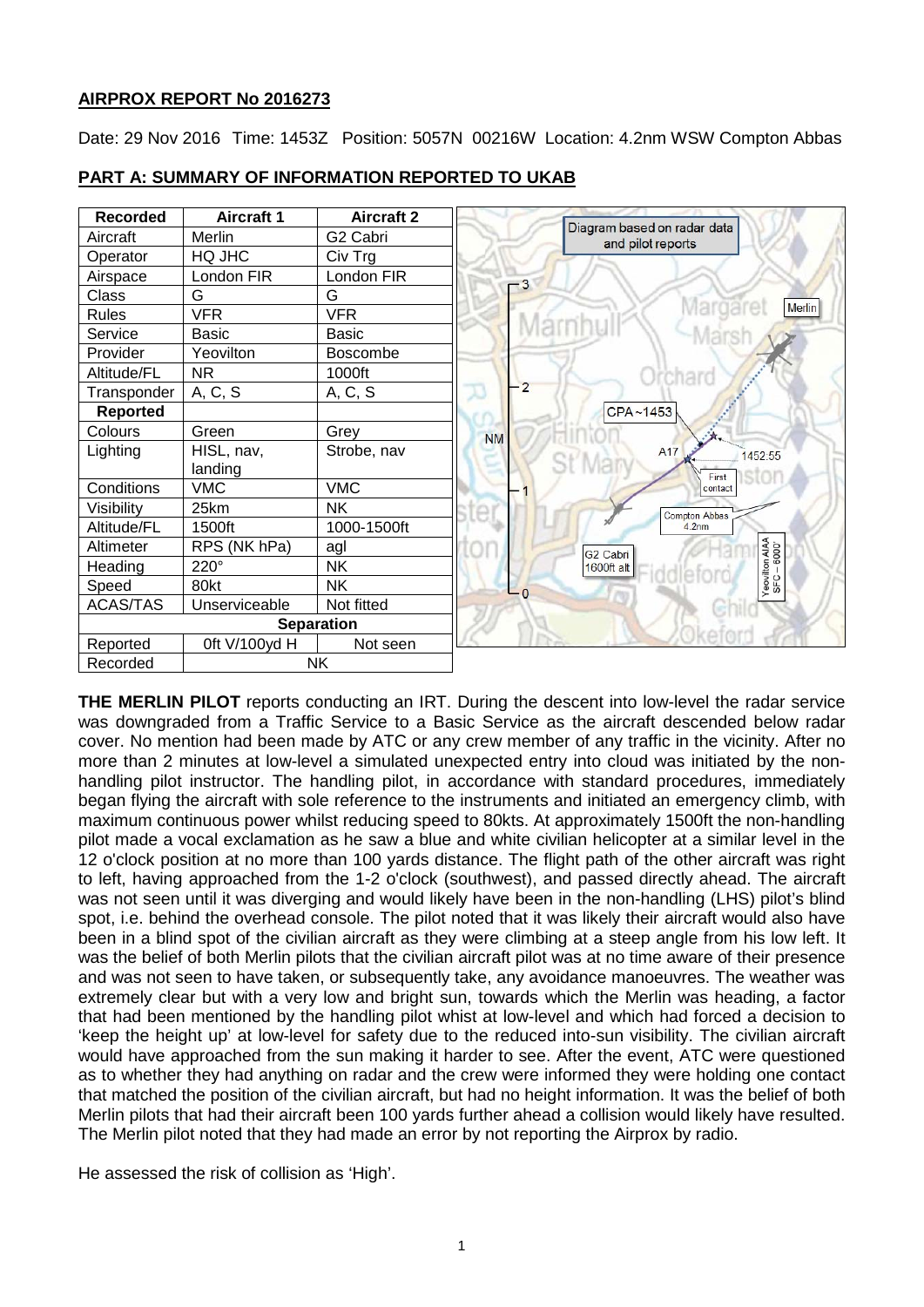## AIRPROX REPORT No 2016273

Date: 29 Nov 2016 Time: 1453Z Position: 5057N 00216W Location: 4.2nm WSW Compton Abbas

## PART A: SUMMARY OF INFORMATION REPORTED TO UKAB

| Recorded | Aircraft 1 | Aircraft 2 |
|---|---|---|
| Aircraft | Merlin | G2 Cabri |
| Operator | HQ JHC | Civ Trg |
| Airspace | London FIR | London FIR |
| Class | G | G |
| Rules | VFR | VFR |
| Service | Basic | Basic |
| Provider | Yeovilton | Boscombe |
| Altitude/FL | NR | 1000ft |
| Transponder | A, C, S | A, C, S |
| **Reported** | | |
| Colours | Green | Grey |
| Lighting | HISL, nav, landing | Strobe, nav |
| Conditions | VMC | VMC |
| Visibility | 25km | NK |
| Altitude/FL | 1500ft | 1000-1500ft |
| Altimeter | RPS (NK hPa) | agl |
| Heading | 220° | NK |
| Speed | 80kt | NK |
| ACAS/TAS | Unserviceable | Not fitted |
| **Separation** | | |
| Reported | 0ft V/100yd H | Not seen |
| Recorded | NK | |

Diagram based on radar data and pilot reports

**THE MERLIN PILOT** reports conducting an IRT. During the descent into low-level the radar service was downgraded from a Traffic Service to a Basic Service as the aircraft descended below radar cover. No mention had been made by ATC or any crew member of any traffic in the vicinity. After no more than 2 minutes at low-level a simulated unexpected entry into cloud was initiated by the non-handling pilot instructor. The handling pilot, in accordance with standard procedures, immediately began flying the aircraft with sole reference to the instruments and initiated an emergency climb, with maximum continuous power whilst reducing speed to 80kts. At approximately 1500ft the non-handling pilot made a vocal exclamation as he saw a blue and white civilian helicopter at a similar level in the 12 o'clock position at no more than 100 yards distance. The flight path of the other aircraft was right to left, having approached from the 1-2 o'clock (southwest), and passed directly ahead. The aircraft was not seen until it was diverging and would likely have been in the non-handling (LHS) pilot's blind spot, i.e. behind the overhead console. The pilot noted that it was likely their aircraft would also have been in a blind spot of the civilian aircraft as they were climbing at a steep angle from his low left. It was the belief of both Merlin pilots that the civilian aircraft pilot was at no time aware of their presence and was not seen to have taken, or subsequently take, any avoidance manoeuvres. The weather was extremely clear but with a very low and bright sun, towards which the Merlin was heading, a factor that had been mentioned by the handling pilot whist at low-level and which had forced a decision to 'keep the height up' at low-level for safety due to the reduced into-sun visibility. The civilian aircraft would have approached from the sun making it harder to see. After the event, ATC were questioned as to whether they had anything on radar and the crew were informed they were holding one contact that matched the position of the civilian aircraft, but had no height information. It was the belief of both Merlin pilots that had their aircraft been 100 yards further ahead a collision would likely have resulted. The Merlin pilot noted that they had made an error by not reporting the Airprox by radio.

He assessed the risk of collision as 'High'.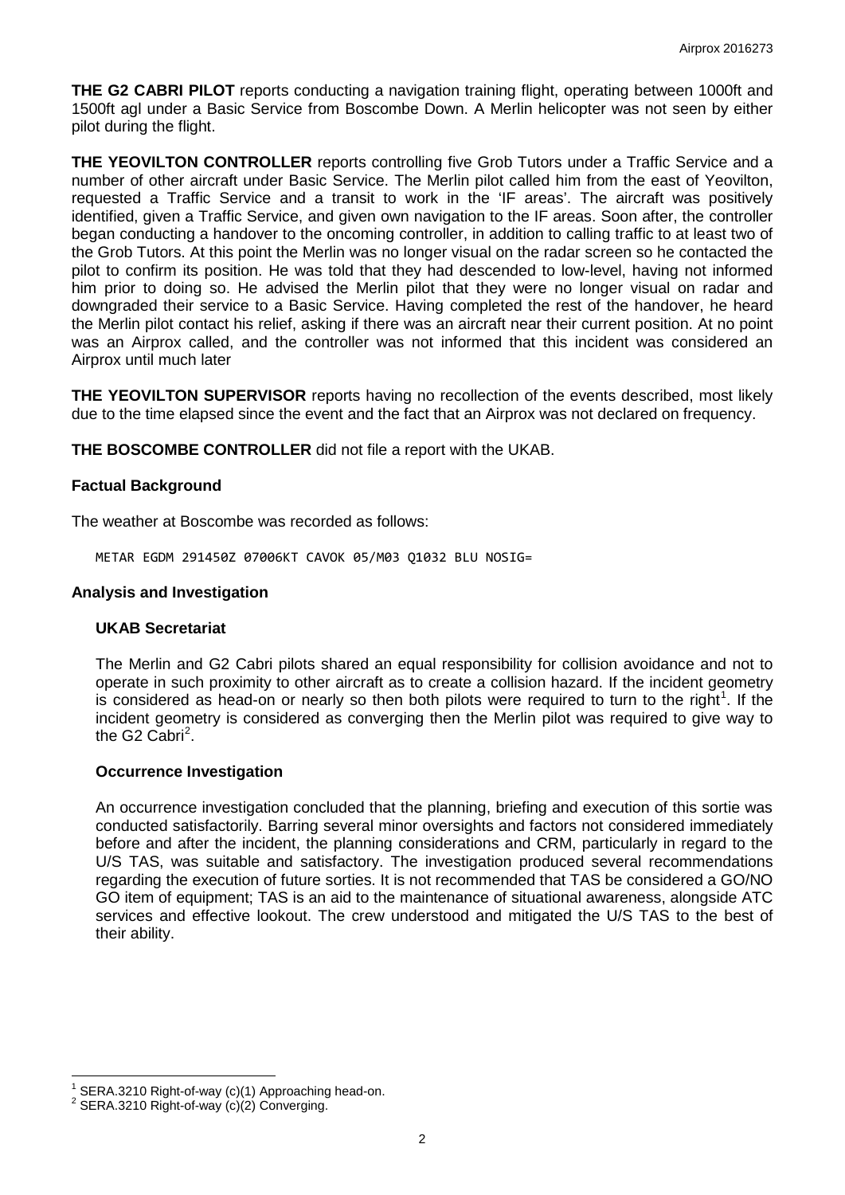**THE G2 CABRI PILOT** reports conducting a navigation training flight, operating between 1000ft and 1500ft agl under a Basic Service from Boscombe Down. A Merlin helicopter was not seen by either pilot during the flight.

**THE YEOVILTON CONTROLLER** reports controlling five Grob Tutors under a Traffic Service and a number of other aircraft under Basic Service. The Merlin pilot called him from the east of Yeovilton, requested a Traffic Service and a transit to work in the 'IF areas'. The aircraft was positively identified, given a Traffic Service, and given own navigation to the IF areas. Soon after, the controller began conducting a handover to the oncoming controller, in addition to calling traffic to at least two of the Grob Tutors. At this point the Merlin was no longer visual on the radar screen so he contacted the pilot to confirm its position. He was told that they had descended to low-level, having not informed him prior to doing so. He advised the Merlin pilot that they were no longer visual on radar and downgraded their service to a Basic Service. Having completed the rest of the handover, he heard the Merlin pilot contact his relief, asking if there was an aircraft near their current position. At no point was an Airprox called, and the controller was not informed that this incident was considered an Airprox until much later

**THE YEOVILTON SUPERVISOR** reports having no recollection of the events described, most likely due to the time elapsed since the event and the fact that an Airprox was not declared on frequency.

**THE BOSCOMBE CONTROLLER** did not file a report with the UKAB.

### Factual Background

The weather at Boscombe was recorded as follows:

```
METAR EGDM 291450Z 07006KT CAVOK 05/M03 Q1032 BLU NOSIG=
```

### Analysis and Investigation

#### UKAB Secretariat

The Merlin and G2 Cabri pilots shared an equal responsibility for collision avoidance and not to operate in such proximity to other aircraft as to create a collision hazard. If the incident geometry is considered as head-on or nearly so then both pilots were required to turn to the right[1]. If the incident geometry is considered as converging then the Merlin pilot was required to give way to the G2 Cabri[2].

#### Occurrence Investigation

An occurrence investigation concluded that the planning, briefing and execution of this sortie was conducted satisfactorily. Barring several minor oversights and factors not considered immediately before and after the incident, the planning considerations and CRM, particularly in regard to the U/S TAS, was suitable and satisfactory. The investigation produced several recommendations regarding the execution of future sorties. It is not recommended that TAS be considered a GO/NO GO item of equipment; TAS is an aid to the maintenance of situational awareness, alongside ATC services and effective lookout. The crew understood and mitigated the U/S TAS to the best of their ability.

---

[1] SERA.3210 Right-of-way (c)(1) Approaching head-on.
[2] SERA.3210 Right-of-way (c)(2) Converging.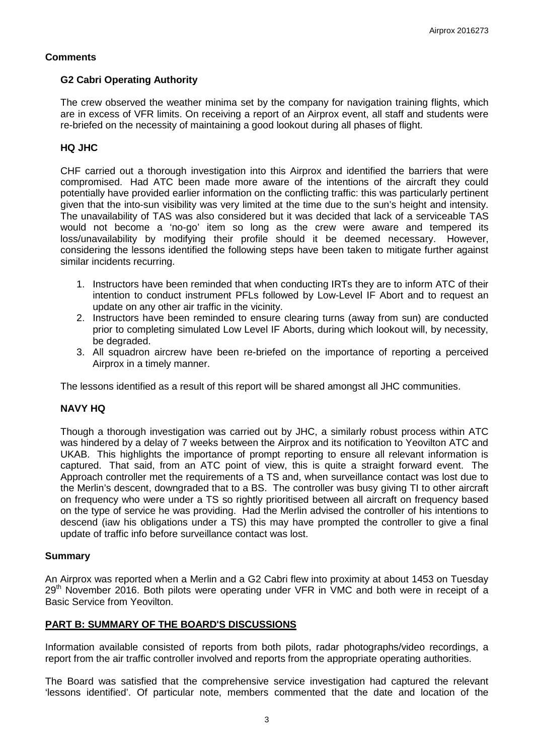## Comments

### G2 Cabri Operating Authority

The crew observed the weather minima set by the company for navigation training flights, which are in excess of VFR limits. On receiving a report of an Airprox event, all staff and students were re-briefed on the necessity of maintaining a good lookout during all phases of flight.

### HQ JHC

CHF carried out a thorough investigation into this Airprox and identified the barriers that were compromised. Had ATC been made more aware of the intentions of the aircraft they could potentially have provided earlier information on the conflicting traffic: this was particularly pertinent given that the into-sun visibility was very limited at the time due to the sun's height and intensity. The unavailability of TAS was also considered but it was decided that lack of a serviceable TAS would not become a 'no-go' item so long as the crew were aware and tempered its loss/unavailability by modifying their profile should it be deemed necessary. However, considering the lessons identified the following steps have been taken to mitigate further against similar incidents recurring.

1. Instructors have been reminded that when conducting IRTs they are to inform ATC of their intention to conduct instrument PFLs followed by Low-Level IF Abort and to request an update on any other air traffic in the vicinity.
2. Instructors have been reminded to ensure clearing turns (away from sun) are conducted prior to completing simulated Low Level IF Aborts, during which lookout will, by necessity, be degraded.
3. All squadron aircrew have been re-briefed on the importance of reporting a perceived Airprox in a timely manner.

The lessons identified as a result of this report will be shared amongst all JHC communities.

### NAVY HQ

Though a thorough investigation was carried out by JHC, a similarly robust process within ATC was hindered by a delay of 7 weeks between the Airprox and its notification to Yeovilton ATC and UKAB. This highlights the importance of prompt reporting to ensure all relevant information is captured. That said, from an ATC point of view, this is quite a straight forward event. The Approach controller met the requirements of a TS and, when surveillance contact was lost due to the Merlin's descent, downgraded that to a BS. The controller was busy giving TI to other aircraft on frequency who were under a TS so rightly prioritised between all aircraft on frequency based on the type of service he was providing. Had the Merlin advised the controller of his intentions to descend (iaw his obligations under a TS) this may have prompted the controller to give a final update of traffic info before surveillance contact was lost.

## Summary

An Airprox was reported when a Merlin and a G2 Cabri flew into proximity at about 1453 on Tuesday 29th November 2016. Both pilots were operating under VFR in VMC and both were in receipt of a Basic Service from Yeovilton.

## PART B: SUMMARY OF THE BOARD'S DISCUSSIONS

Information available consisted of reports from both pilots, radar photographs/video recordings, a report from the air traffic controller involved and reports from the appropriate operating authorities.

The Board was satisfied that the comprehensive service investigation had captured the relevant 'lessons identified'. Of particular note, members commented that the date and location of the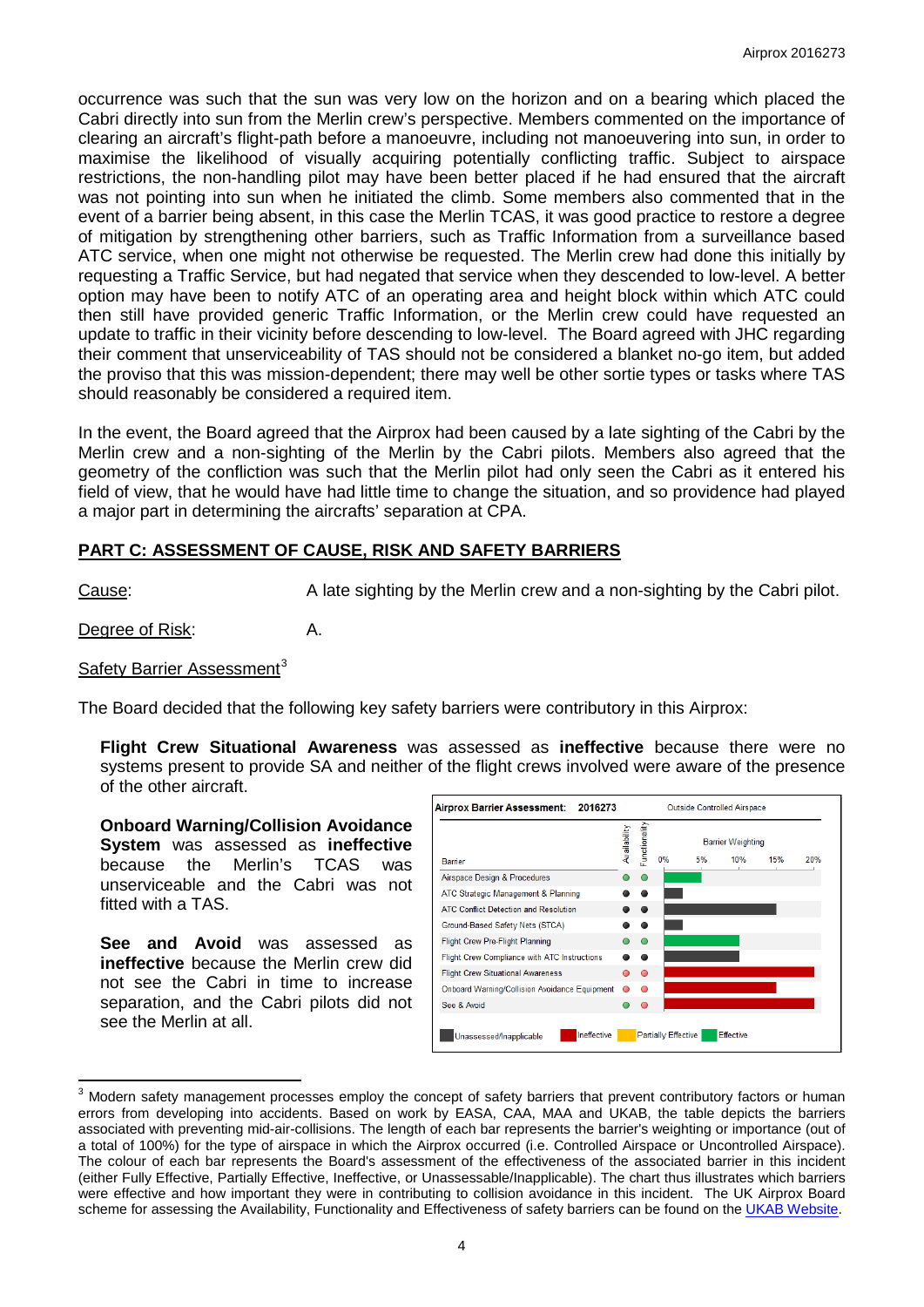occurrence was such that the sun was very low on the horizon and on a bearing which placed the Cabri directly into sun from the Merlin crew's perspective. Members commented on the importance of clearing an aircraft's flight-path before a manoeuvre, including not manoeuvering into sun, in order to maximise the likelihood of visually acquiring potentially conflicting traffic. Subject to airspace restrictions, the non-handling pilot may have been better placed if he had ensured that the aircraft was not pointing into sun when he initiated the climb. Some members also commented that in the event of a barrier being absent, in this case the Merlin TCAS, it was good practice to restore a degree of mitigation by strengthening other barriers, such as Traffic Information from a surveillance based ATC service, when one might not otherwise be requested. The Merlin crew had done this initially by requesting a Traffic Service, but had negated that service when they descended to low-level. A better option may have been to notify ATC of an operating area and height block within which ATC could then still have provided generic Traffic Information, or the Merlin crew could have requested an update to traffic in their vicinity before descending to low-level. The Board agreed with JHC regarding their comment that unserviceability of TAS should not be considered a blanket no-go item, but added the proviso that this was mission-dependent; there may well be other sortie types or tasks where TAS should reasonably be considered a required item.

In the event, the Board agreed that the Airprox had been caused by a late sighting of the Cabri by the Merlin crew and a non-sighting of the Merlin by the Cabri pilots. Members also agreed that the geometry of the confliction was such that the Merlin pilot had only seen the Cabri as it entered his field of view, that he would have had little time to change the situation, and so providence had played a major part in determining the aircrafts' separation at CPA.

## PART C: ASSESSMENT OF CAUSE, RISK AND SAFETY BARRIERS

Cause: A late sighting by the Merlin crew and a non-sighting by the Cabri pilot.

Degree of Risk: A.

Safety Barrier Assessment[3]

The Board decided that the following key safety barriers were contributory in this Airprox:

**Flight Crew Situational Awareness** was assessed as **ineffective** because there were no systems present to provide SA and neither of the flight crews involved were aware of the presence of the other aircraft.

**Onboard Warning/Collision Avoidance System** was assessed as **ineffective** because the Merlin's TCAS was unserviceable and the Cabri was not fitted with a TAS.

**See and Avoid** was assessed as **ineffective** because the Merlin crew did not see the Cabri in time to increase separation, and the Cabri pilots did not see the Merlin at all.

Airprox Barrier Assessment: 2016273
Outside Controlled Airspace
Barrier
Availability
Functionality
Barrier Weighting
0% 5% 10% 15% 20%
Airspace Design & Procedures
ATC Strategic Management & Planning
ATC Conflict Detection and Resolution
Ground-Based Safety Nets (STCA)
Flight Crew Pre-Flight Planning
Flight Crew Compliance with ATC Instructions
Flight Crew Situational Awareness
Onboard Warning/Collision Avoidance Equipment
See & Avoid
Unassessed/Inapplicable
Ineffective
Partially Effective
Effective

[3] Modern safety management processes employ the concept of safety barriers that prevent contributory factors or human errors from developing into accidents. Based on work by EASA, CAA, MAA and UKAB, the table depicts the barriers associated with preventing mid-air-collisions. The length of each bar represents the barrier's weighting or importance (out of a total of 100%) for the type of airspace in which the Airprox occurred (i.e. Controlled Airspace or Uncontrolled Airspace). The colour of each bar represents the Board's assessment of the effectiveness of the associated barrier in this incident (either Fully Effective, Partially Effective, Ineffective, or Unassessable/Inapplicable). The chart thus illustrates which barriers were effective and how important they were in contributing to collision avoidance in this incident. The UK Airprox Board scheme for assessing the Availability, Functionality and Effectiveness of safety barriers can be found on the UKAB Website.